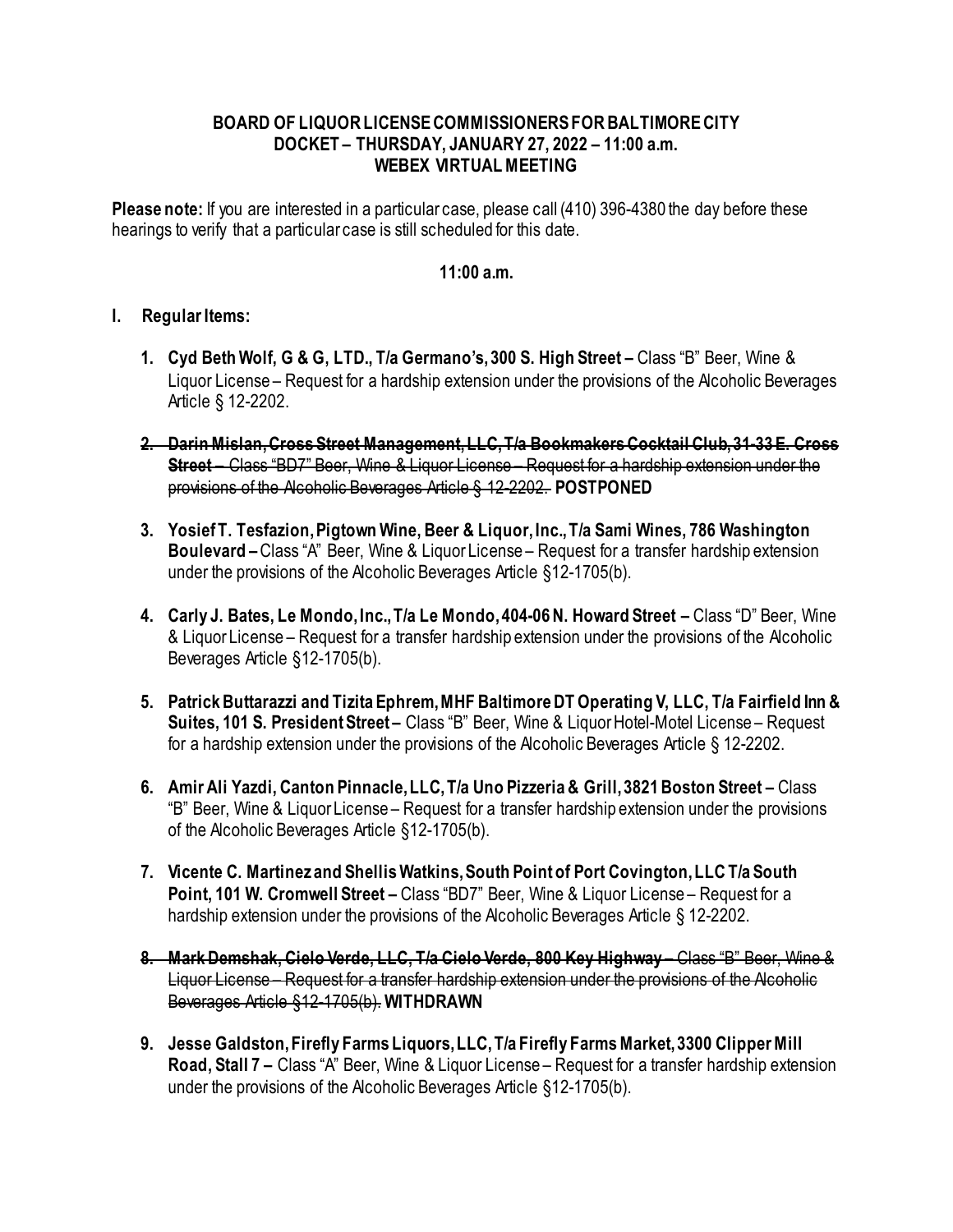# BOARD OF LIQUOR LICENSE COMMISSIONERS FOR BALTIMORE CITY
## DOCKET – THURSDAY, JANUARY 27, 2022 – 11:00 a.m.
## WEBEX VIRTUAL MEETING

**Please note:** If you are interested in a particular case, please call (410) 396-4380 the day before these hearings to verify that a particular case is still scheduled for this date.

**11:00 a.m.**

**I. Regular Items:**

1. **Cyd Beth Wolf, G & G, LTD., T/a Germano's, 300 S. High Street –** Class "B" Beer, Wine & Liquor License – Request for a hardship extension under the provisions of the Alcoholic Beverages Article § 12-2202.

2. ~~**Darin Mislan, Cross Street Management, LLC, T/a Bookmakers Cocktail Club, 31-33 E. Cross Street –** Class "BD7" Beer, Wine & Liquor License – Request for a hardship extension under the provisions of the Alcoholic Beverages Article § 12-2202.~~ **POSTPONED**

3. **Yosief T. Tesfazion, Pigtown Wine, Beer & Liquor, Inc., T/a Sami Wines, 786 Washington Boulevard –** Class "A" Beer, Wine & Liquor License – Request for a transfer hardship extension under the provisions of the Alcoholic Beverages Article §12-1705(b).

4. **Carly J. Bates, Le Mondo, Inc., T/a Le Mondo, 404-06 N. Howard Street –** Class "D" Beer, Wine & Liquor License – Request for a transfer hardship extension under the provisions of the Alcoholic Beverages Article §12-1705(b).

5. **Patrick Buttarazzi and Tizita Ephrem, MHF Baltimore DT Operating V, LLC, T/a Fairfield Inn & Suites, 101 S. President Street –** Class "B" Beer, Wine & Liquor Hotel-Motel License – Request for a hardship extension under the provisions of the Alcoholic Beverages Article § 12-2202.

6. **Amir Ali Yazdi, Canton Pinnacle, LLC, T/a Uno Pizzeria & Grill, 3821 Boston Street –** Class "B" Beer, Wine & Liquor License – Request for a transfer hardship extension under the provisions of the Alcoholic Beverages Article §12-1705(b).

7. **Vicente C. Martinez and Shellis Watkins, South Point of Port Covington, LLC T/a South Point, 101 W. Cromwell Street –** Class "BD7" Beer, Wine & Liquor License – Request for a hardship extension under the provisions of the Alcoholic Beverages Article § 12-2202.

8. ~~**Mark Demshak, Cielo Verde, LLC, T/a Cielo Verde, 800 Key Highway –** Class "B" Beer, Wine & Liquor License – Request for a transfer hardship extension under the provisions of the Alcoholic Beverages Article §12-1705(b).~~ **WITHDRAWN**

9. **Jesse Galdston, Firefly Farms Liquors, LLC, T/a Firefly Farms Market, 3300 Clipper Mill Road, Stall 7 –** Class "A" Beer, Wine & Liquor License – Request for a transfer hardship extension under the provisions of the Alcoholic Beverages Article §12-1705(b).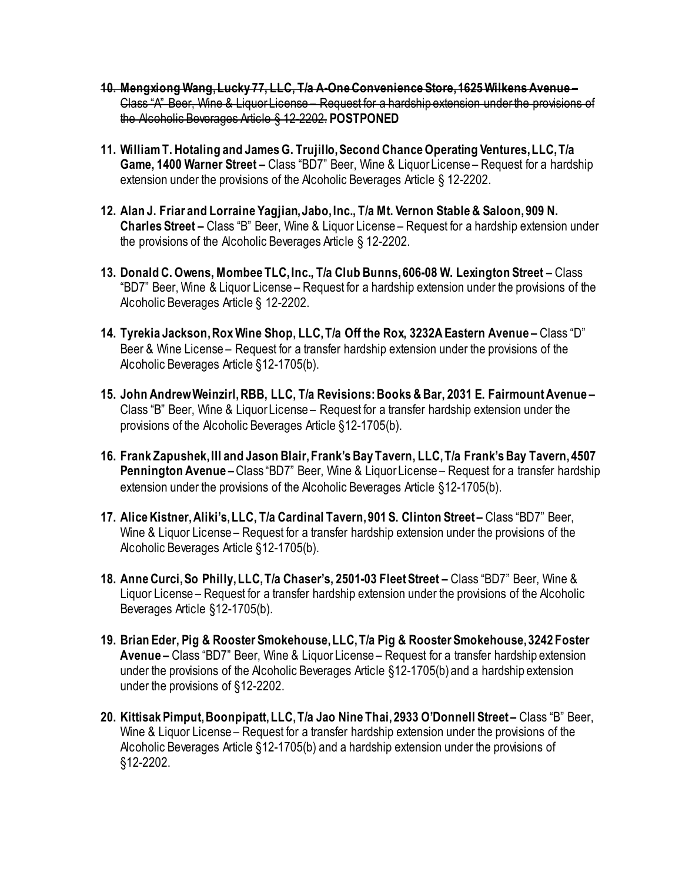10. ~~**Mengxiong Wang, Lucky 77, LLC, T/a A-One Convenience Store, 1625 Wilkens Avenue –** Class "A" Beer, Wine & Liquor License – Request for a hardship extension under the provisions of the Alcoholic Beverages Article § 12-2202.~~ **POSTPONED**

11. **William T. Hotaling and James G. Trujillo, Second Chance Operating Ventures, LLC, T/a Game, 1400 Warner Street –** Class "BD7" Beer, Wine & Liquor License – Request for a hardship extension under the provisions of the Alcoholic Beverages Article § 12-2202.

12. **Alan J. Friar and Lorraine Yagjian, Jabo, Inc., T/a Mt. Vernon Stable & Saloon, 909 N. Charles Street –** Class "B" Beer, Wine & Liquor License – Request for a hardship extension under the provisions of the Alcoholic Beverages Article § 12-2202.

13. **Donald C. Owens, Mombee TLC, Inc., T/a Club Bunns, 606-08 W. Lexington Street –** Class "BD7" Beer, Wine & Liquor License – Request for a hardship extension under the provisions of the Alcoholic Beverages Article § 12-2202.

14. **Tyrekia Jackson, Rox Wine Shop, LLC, T/a Off the Rox, 3232A Eastern Avenue –** Class "D" Beer & Wine License – Request for a transfer hardship extension under the provisions of the Alcoholic Beverages Article §12-1705(b).

15. **John Andrew Weinzirl, RBB, LLC, T/a Revisions: Books & Bar, 2031 E. Fairmount Avenue –** Class "B" Beer, Wine & Liquor License – Request for a transfer hardship extension under the provisions of the Alcoholic Beverages Article §12-1705(b).

16. **Frank Zapushek, III and Jason Blair, Frank's Bay Tavern, LLC, T/a Frank's Bay Tavern, 4507 Pennington Avenue –** Class "BD7" Beer, Wine & Liquor License – Request for a transfer hardship extension under the provisions of the Alcoholic Beverages Article §12-1705(b).

17. **Alice Kistner, Aliki's, LLC, T/a Cardinal Tavern, 901 S. Clinton Street –** Class "BD7" Beer, Wine & Liquor License – Request for a transfer hardship extension under the provisions of the Alcoholic Beverages Article §12-1705(b).

18. **Anne Curci, So Philly, LLC, T/a Chaser's, 2501-03 Fleet Street –** Class "BD7" Beer, Wine & Liquor License – Request for a transfer hardship extension under the provisions of the Alcoholic Beverages Article §12-1705(b).

19. **Brian Eder, Pig & Rooster Smokehouse, LLC, T/a Pig & Rooster Smokehouse, 3242 Foster Avenue –** Class "BD7" Beer, Wine & Liquor License – Request for a transfer hardship extension under the provisions of the Alcoholic Beverages Article §12-1705(b) and a hardship extension under the provisions of §12-2202.

20. **Kittisak Pimput, Boonpipatt, LLC, T/a Jao Nine Thai, 2933 O'Donnell Street –** Class "B" Beer, Wine & Liquor License – Request for a transfer hardship extension under the provisions of the Alcoholic Beverages Article §12-1705(b) and a hardship extension under the provisions of §12-2202.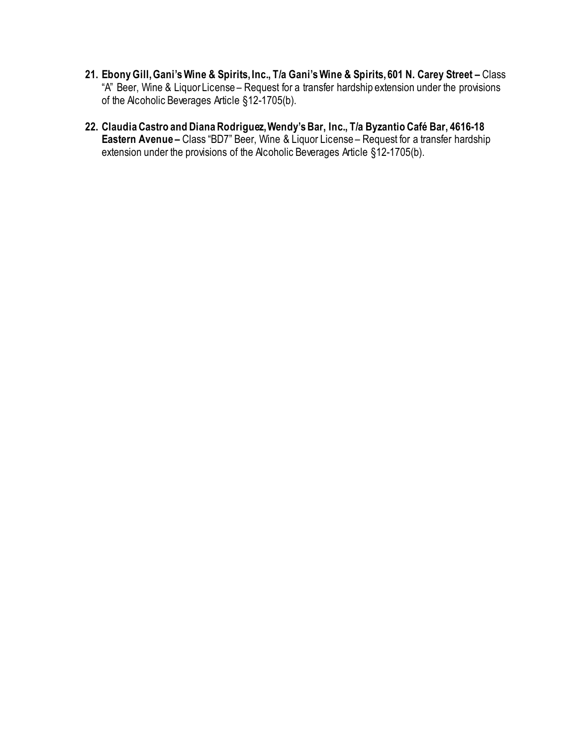21. **Ebony Gill, Gani's Wine & Spirits, Inc., T/a Gani's Wine & Spirits, 601 N. Carey Street –** Class "A" Beer, Wine & Liquor License – Request for a transfer hardship extension under the provisions of the Alcoholic Beverages Article §12-1705(b).

22. **Claudia Castro and Diana Rodriguez, Wendy's Bar, Inc., T/a Byzantio Café Bar, 4616-18 Eastern Avenue –** Class "BD7" Beer, Wine & Liquor License – Request for a transfer hardship extension under the provisions of the Alcoholic Beverages Article §12-1705(b).